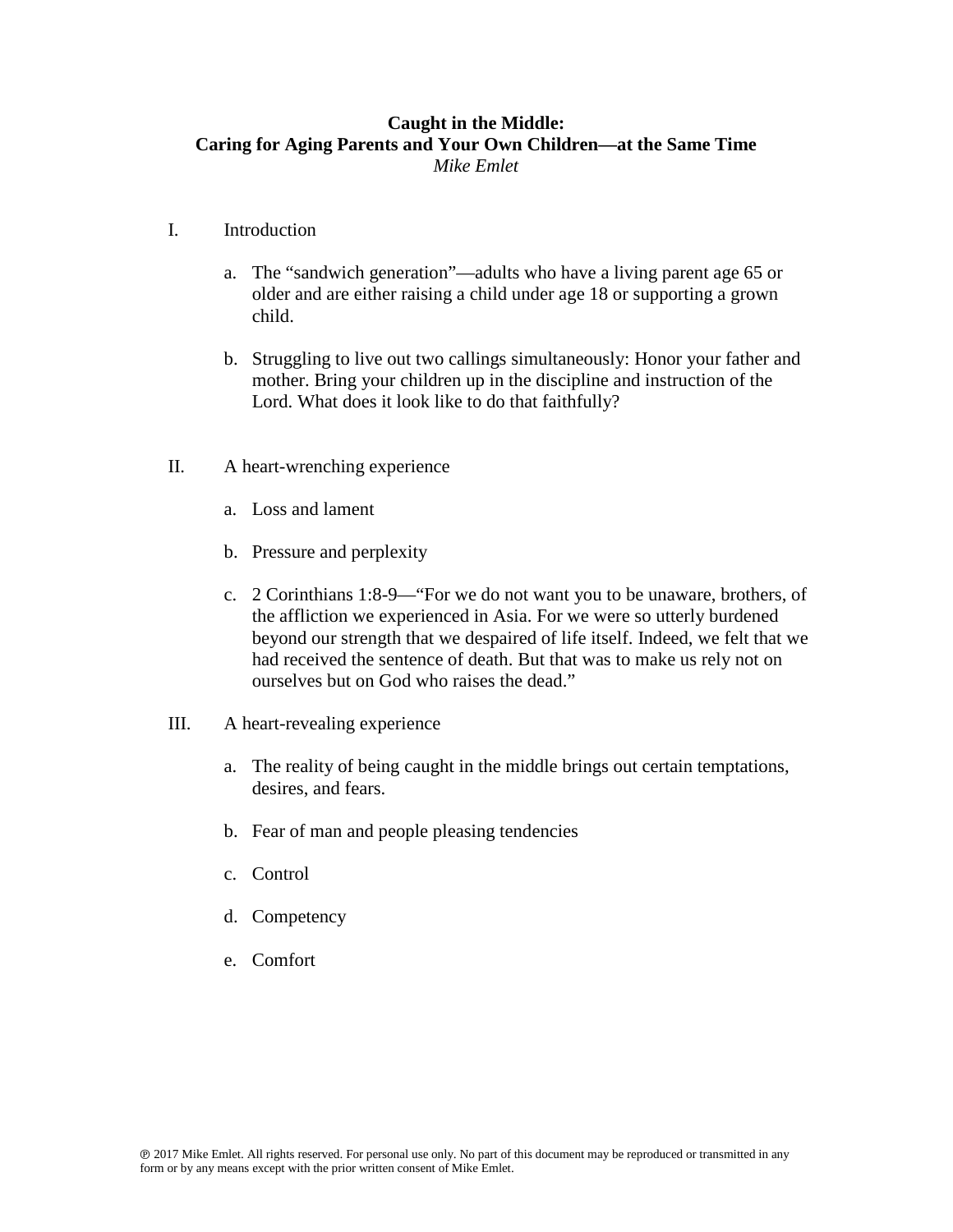**Caught in the Middle:**
**Caring for Aging Parents and Your Own Children—at the Same Time**
*Mike Emlet*

I. Introduction

   a. The "sandwich generation"—adults who have a living parent age 65 or older and are either raising a child under age 18 or supporting a grown child.

   b. Struggling to live out two callings simultaneously: Honor your father and mother. Bring your children up in the discipline and instruction of the Lord. What does it look like to do that faithfully?

II. A heart-wrenching experience

   a. Loss and lament

   b. Pressure and perplexity

   c. 2 Corinthians 1:8-9—"For we do not want you to be unaware, brothers, of the affliction we experienced in Asia. For we were so utterly burdened beyond our strength that we despaired of life itself. Indeed, we felt that we had received the sentence of death. But that was to make us rely not on ourselves but on God who raises the dead."

III. A heart-revealing experience

   a. The reality of being caught in the middle brings out certain temptations, desires, and fears.

   b. Fear of man and people pleasing tendencies

   c. Control

   d. Competency

   e. Comfort

℗ 2017 Mike Emlet. All rights reserved. For personal use only. No part of this document may be reproduced or transmitted in any form or by any means except with the prior written consent of Mike Emlet.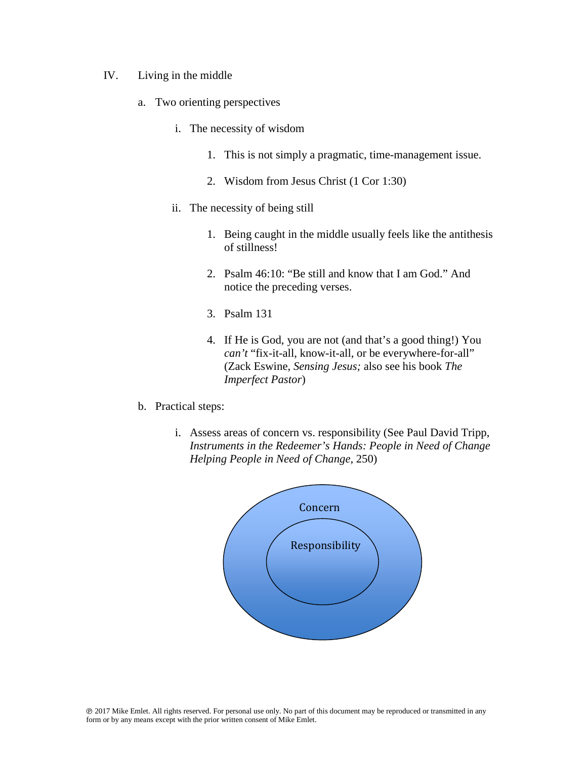IV. Living in the middle

a. Two orienting perspectives

   i. The necessity of wisdom

      1. This is not simply a pragmatic, time-management issue.

      2. Wisdom from Jesus Christ (1 Cor 1:30)

   ii. The necessity of being still

      1. Being caught in the middle usually feels like the antithesis of stillness!

      2. Psalm 46:10: "Be still and know that I am God." And notice the preceding verses.

      3. Psalm 131

      4. If He is God, you are not (and that's a good thing!) You *can't* "fix-it-all, know-it-all, or be everywhere-for-all" (Zack Eswine, *Sensing Jesus;* also see his book *The Imperfect Pastor*)

b. Practical steps:

   i. Assess areas of concern vs. responsibility (See Paul David Tripp, *Instruments in the Redeemer's Hands: People in Need of Change Helping People in Need of Change,* 250)

Concern

Responsibility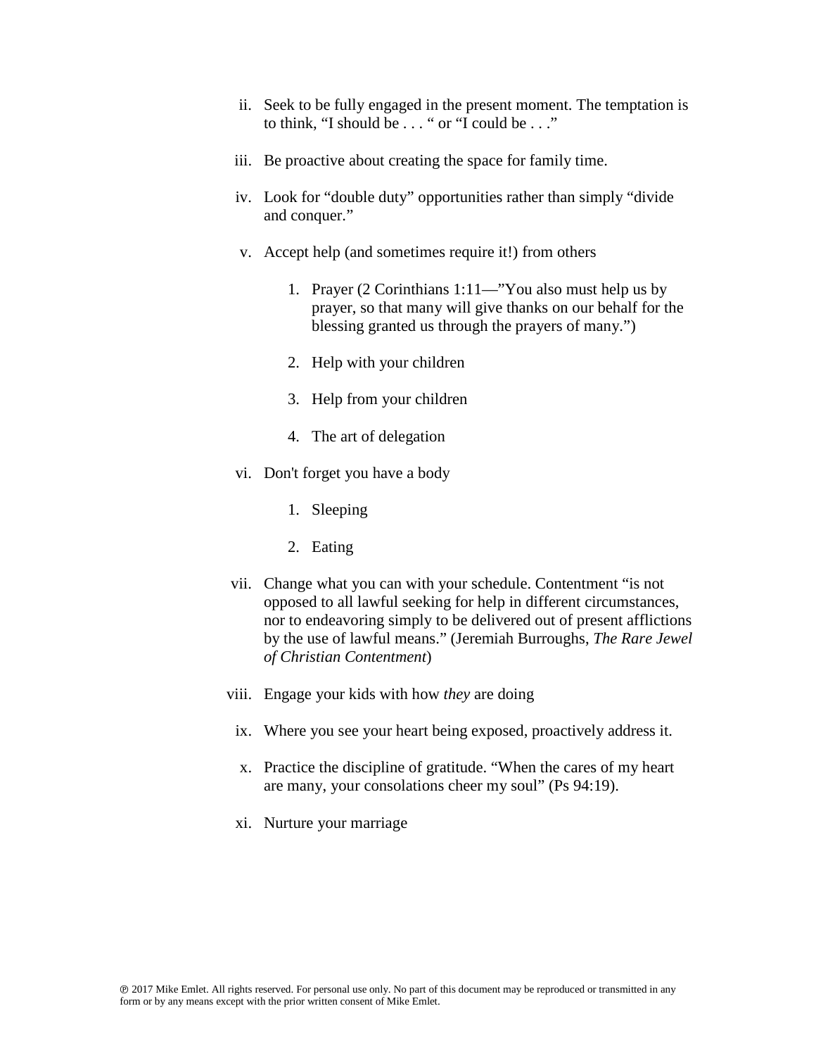ii. Seek to be fully engaged in the present moment. The temptation is to think, "I should be . . . " or "I could be . . ."

iii. Be proactive about creating the space for family time.

iv. Look for "double duty" opportunities rather than simply "divide and conquer."

v. Accept help (and sometimes require it!) from others

   1. Prayer (2 Corinthians 1:11—"You also must help us by prayer, so that many will give thanks on our behalf for the blessing granted us through the prayers of many.")

   2. Help with your children

   3. Help from your children

   4. The art of delegation

vi. Don't forget you have a body

   1. Sleeping

   2. Eating

vii. Change what you can with your schedule. Contentment "is not opposed to all lawful seeking for help in different circumstances, nor to endeavoring simply to be delivered out of present afflictions by the use of lawful means." (Jeremiah Burroughs, *The Rare Jewel of Christian Contentment*)

viii. Engage your kids with how *they* are doing

ix. Where you see your heart being exposed, proactively address it.

x. Practice the discipline of gratitude. "When the cares of my heart are many, your consolations cheer my soul" (Ps 94:19).

xi. Nurture your marriage

℗ 2017 Mike Emlet. All rights reserved. For personal use only. No part of this document may be reproduced or transmitted in any form or by any means except with the prior written consent of Mike Emlet.